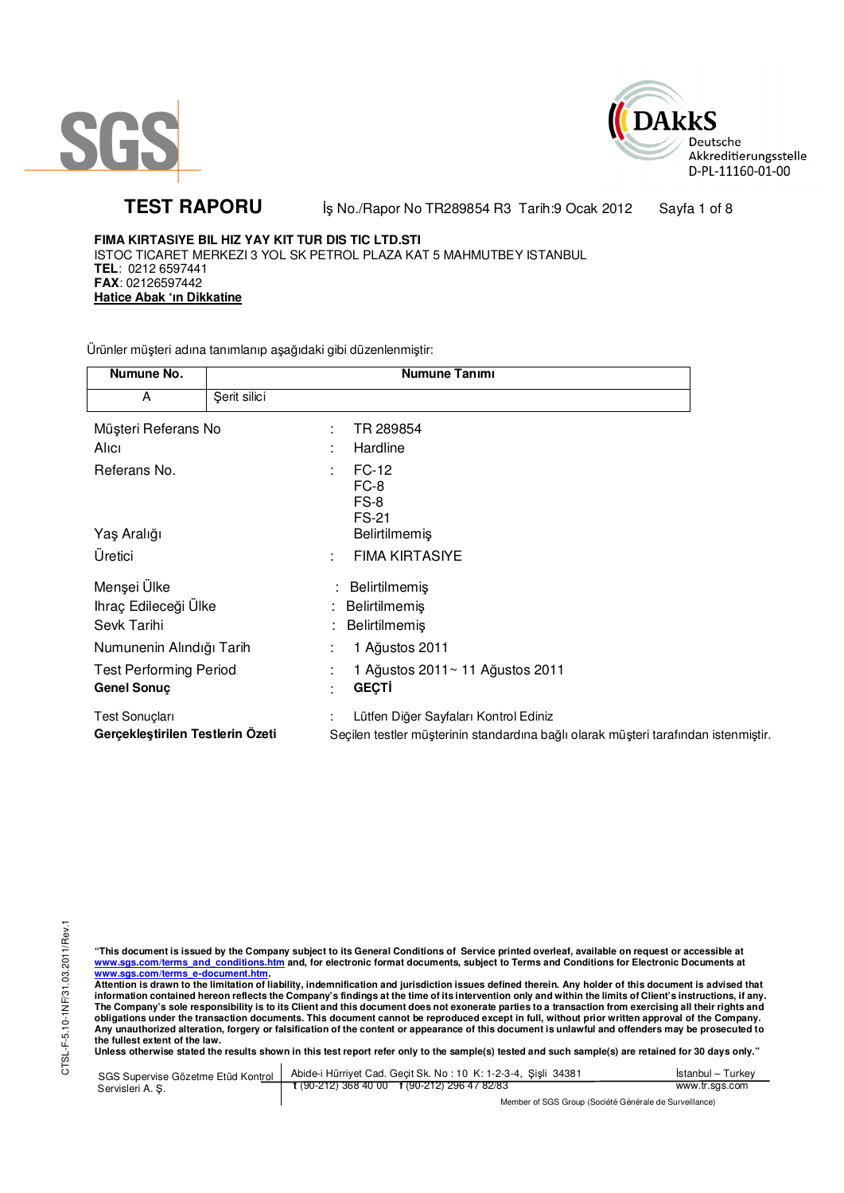SGS

DAkkS
Deutsche
Akkreditierungsstelle
D-PL-11160-01-00

# TEST RAPORU

İş No./Rapor No TR289854 R3 Tarih:9 Ocak 2012

**FIMA KIRTASIYE BIL HIZ YAY KIT TUR DIS TIC LTD.STI**
ISTOC TICARET MERKEZI 3 YOL SK PETROL PLAZA KAT 5 MAHMUTBEY ISTANBUL
**TEL**: 0212 6597441
**FAX**: 02126597442
**Hatice Abak 'ın Dikkatine**

Ürünler müşteri adına tanımlanıp aşağıdaki gibi düzenlenmiştir:

| Numune No. | Numune Tanımı |
|---|---|
| A | Şerit silici |

| | | |
|---|---|---|
| Müşteri Referans No | : | TR 289854 |
| Alıcı | : | Hardline |
| Referans No. | : | FC-12<br>FC-8<br>FS-8<br>FS-21 |
| Yaş Aralığı | | Belirtilmemiş |
| Üretici | : | FIMA KIRTASIYE |
| Menşei Ülke | : | Belirtilmemiş |
| Ihraç Edileceği Ülke | : | Belirtilmemiş |
| Sevk Tarihi | : | Belirtilmemiş |
| Numunenin Alındığı Tarih | : | 1 Ağustos 2011 |
| Test Performing Period | : | 1 Ağustos 2011~ 11 Ağustos 2011 |
| **Genel Sonuç** | : | **GEÇTİ** |
| Test Sonuçları | : | Lütfen Diğer Sayfaları Kontrol Ediniz |

**Gerçekleştirilen Testlerin Özeti** Seçilen testler müşterinin standardına bağlı olarak müşteri tarafından istenmiştir.

**"This document is issued by the Company subject to its General Conditions of Service printed overleaf, available on request or accessible at www.sgs.com/terms_and_conditions.htm and, for electronic format documents, subject to Terms and Conditions for Electronic Documents at www.sgs.com/terms_e-document.htm.**
**Attention is drawn to the limitation of liability, indemnification and jurisdiction issues defined therein. Any holder of this document is advised that information contained hereon reflects the Company's findings at the time of its intervention only and within the limits of Client's instructions, if any. The Company's sole responsibility is to its Client and this document does not exonerate parties to a transaction from exercising all their rights and obligations under the transaction documents. This document cannot be reproduced except in full, without prior written approval of the Company. Any unauthorized alteration, forgery or falsification of the content or appearance of this document is unlawful and offenders may be prosecuted to the fullest extent of the law.**
**Unless otherwise stated the results shown in this test report refer only to the sample(s) tested and such sample(s) are retained for 30 days only."**

SGS Supervise Gözetme Etüd Kontrol Servisleri A. Ş. | Abide-i Hürriyet Cad. Geçit Sk. No : 10 K: 1-2-3-4, Şişli 34381 t (90-212) 368 40 00 f (90-212) 296 47 82/83 | İstanbul – Turkey www.tr.sgs.com

Member of SGS Group (Société Générale de Surveillance)

CTSL-F-5.10-1NF/31.03.2011/Rev.1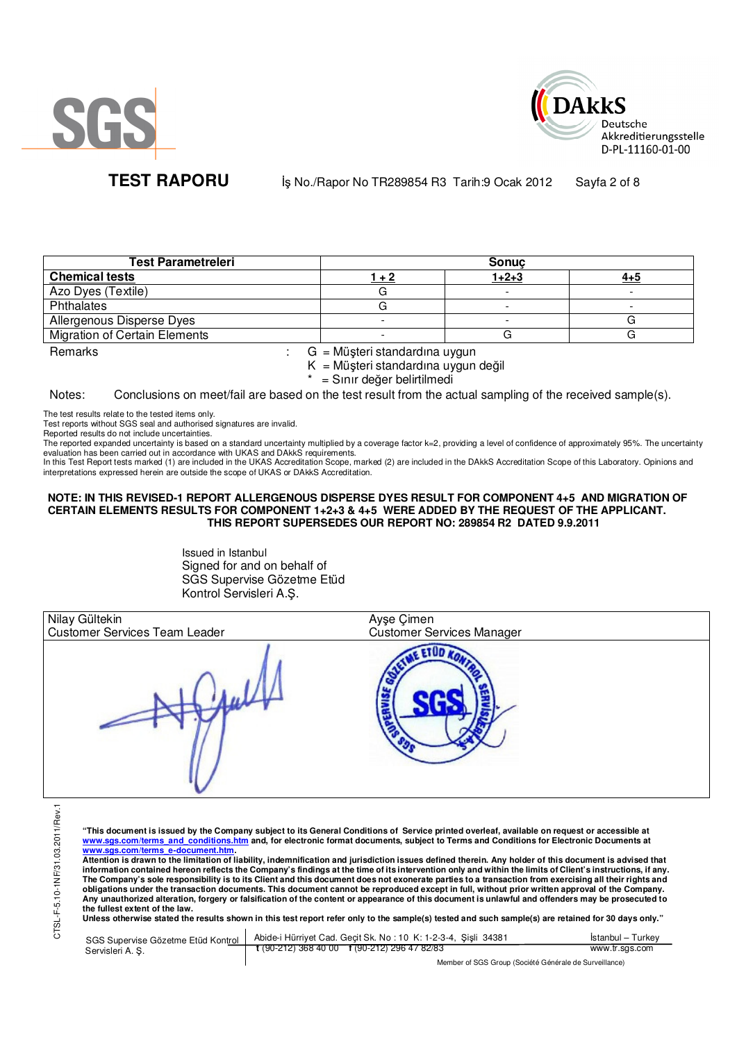# TEST RAPORU

İş No./Rapor No TR289854 R3 Tarih:9 Ocak 2012

| Test Parametreleri | Sonuç | | |
|---|---|---|---|
| **Chemical tests** | **1 + 2** | **1+2+3** | **4+5** |
| Azo Dyes (Textile) | G | - | - |
| Phthalates | G | - | - |
| Allergenous Disperse Dyes | - | - | G |
| Migration of Certain Elements | - | G | G |

Remarks : G = Müşteri standardına uygun
K = Müşteri standardına uygun değil
* = Sınır değer belirtilmedi

Notes: Conclusions on meet/fail are based on the test result from the actual sampling of the received sample(s).

The test results relate to the tested items only.
Test reports without SGS seal and authorised signatures are invalid.
Reported results do not include uncertainties.
The reported expanded uncertainty is based on a standard uncertainty multiplied by a coverage factor k=2, providing a level of confidence of approximately 95%. The uncertainty evaluation has been carried out in accordance with UKAS and DAkkS requirements.
In this Test Report tests marked (1) are included in the UKAS Accreditation Scope, marked (2) are included in the DAkkS Accreditation Scope of this Laboratory. Opinions and interpretations expressed herein are outside the scope of UKAS or DAkkS Accreditation.

**NOTE: IN THIS REVISED-1 REPORT ALLERGENOUS DISPERSE DYES RESULT FOR COMPONENT 4+5 AND MIGRATION OF CERTAIN ELEMENTS RESULTS FOR COMPONENT 1+2+3 & 4+5 WERE ADDED BY THE REQUEST OF THE APPLICANT. THIS REPORT SUPERSEDES OUR REPORT NO: 289854 R2 DATED 9.9.2011**

Issued in Istanbul
Signed for and on behalf of
SGS Supervise Gözetme Etüd
Kontrol Servisleri A.Ş.

| Nilay Gültekin<br>Customer Services Team Leader | Ayşe Çimen<br>Customer Services Manager |
|---|---|

**"This document is issued by the Company subject to its General Conditions of Service printed overleaf, available on request or accessible at www.sgs.com/terms_and_conditions.htm and, for electronic format documents, subject to Terms and Conditions for Electronic Documents at www.sgs.com/terms_e-document.htm.**
**Attention is drawn to the limitation of liability, indemnification and jurisdiction issues defined therein. Any holder of this document is advised that information contained hereon reflects the Company's findings at the time of its intervention only and within the limits of Client's instructions, if any. The Company's sole responsibility is to its Client and this document does not exonerate parties to a transaction from exercising all their rights and obligations under the transaction documents. This document cannot be reproduced except in full, without prior written approval of the Company. Any unauthorized alteration, forgery or falsification of the content or appearance of this document is unlawful and offenders may be prosecuted to the fullest extent of the law.**
**Unless otherwise stated the results shown in this test report refer only to the sample(s) tested and such sample(s) are retained for 30 days only."**

SGS Supervise Gözetme Etüd Kontrol Servisleri A. Ş. | Abide-i Hürriyet Cad. Geçit Sk. No : 10 K: 1-2-3-4, Şişli 34381 t (90-212) 368 40 00 f (90-212) 296 47 82/83 | İstanbul – Turkey www.tr.sgs.com

Member of SGS Group (Société Générale de Surveillance)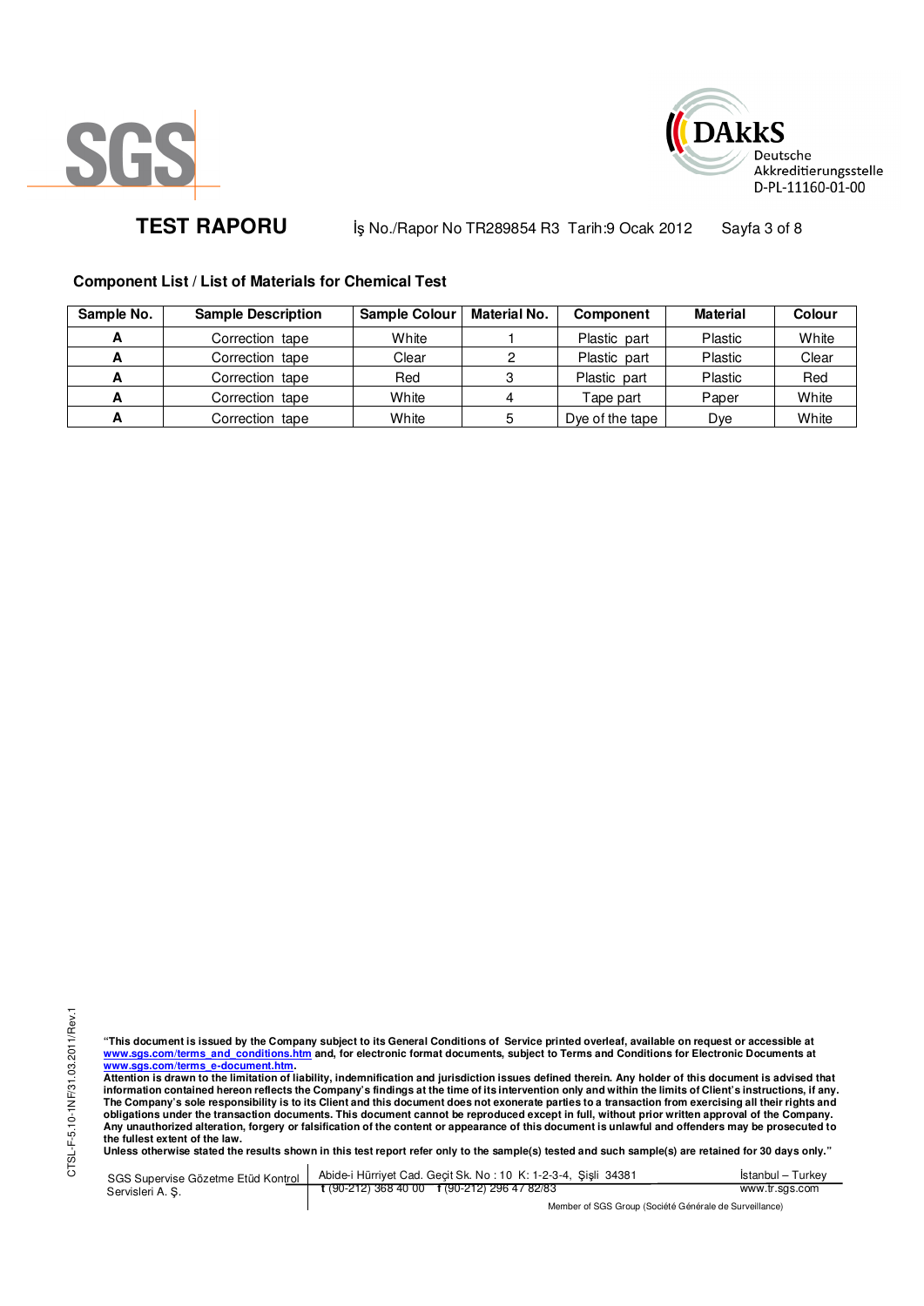**TEST RAPORU** İş No./Rapor No TR289854 R3 Tarih:9 Ocak 2012

### Component List / List of Materials for Chemical Test

| Sample No. | Sample Description | Sample Colour | Material No. | Component | Material | Colour |
|---|---|---|---|---|---|---|
| A | Correction tape | White | 1 | Plastic part | Plastic | White |
| A | Correction tape | Clear | 2 | Plastic part | Plastic | Clear |
| A | Correction tape | Red | 3 | Plastic part | Plastic | Red |
| A | Correction tape | White | 4 | Tape part | Paper | White |
| A | Correction tape | White | 5 | Dye of the tape | Dye | White |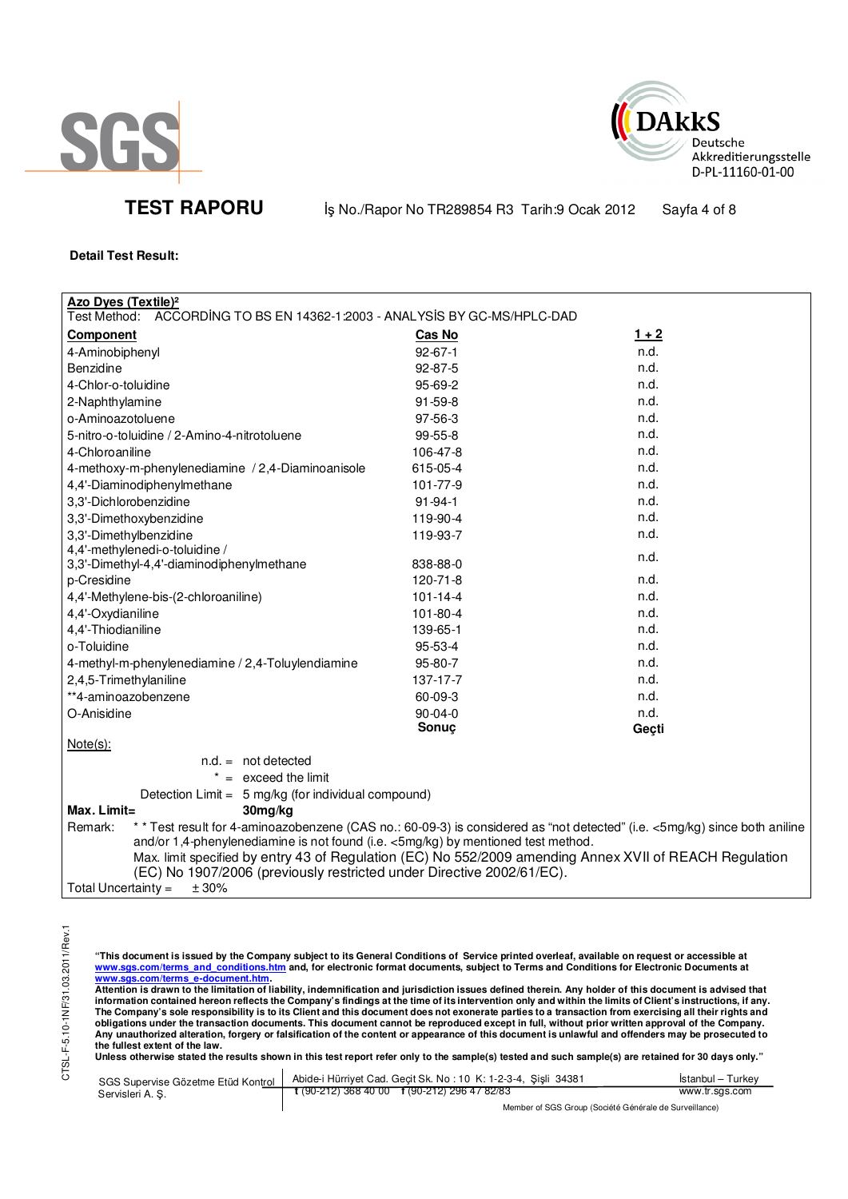**TEST RAPORU** İş No./Rapor No TR289854 R3 Tarih:9 Ocak 2012

**Detail Test Result:**

**Azo Dyes (Textile)²**

Test Method: ACCORDİNG TO BS EN 14362-1:2003 - ANALYSİS BY GC-MS/HPLC-DAD

| Component | Cas No | 1 + 2 |
|---|---|---|
| 4-Aminobiphenyl | 92-67-1 | n.d. |
| Benzidine | 92-87-5 | n.d. |
| 4-Chlor-o-toluidine | 95-69-2 | n.d. |
| 2-Naphthylamine | 91-59-8 | n.d. |
| o-Aminoazotoluene | 97-56-3 | n.d. |
| 5-nitro-o-toluidine / 2-Amino-4-nitrotoluene | 99-55-8 | n.d. |
| 4-Chloroaniline | 106-47-8 | n.d. |
| 4-methoxy-m-phenylenediamine / 2,4-Diaminoanisole | 615-05-4 | n.d. |
| 4,4'-Diaminodiphenylmethane | 101-77-9 | n.d. |
| 3,3'-Dichlorobenzidine | 91-94-1 | n.d. |
| 3,3'-Dimethoxybenzidine | 119-90-4 | n.d. |
| 3,3'-Dimethylbenzidine | 119-93-7 | n.d. |
| 4,4'-methylenedi-o-toluidine / 3,3'-Dimethyl-4,4'-diaminodiphenylmethane | 838-88-0 | n.d. |
| p-Cresidine | 120-71-8 | n.d. |
| 4,4'-Methylene-bis-(2-chloroaniline) | 101-14-4 | n.d. |
| 4,4'-Oxydianiline | 101-80-4 | n.d. |
| 4,4'-Thiodianiline | 139-65-1 | n.d. |
| o-Toluidine | 95-53-4 | n.d. |
| 4-methyl-m-phenylenediamine / 2,4-Toluylendiamine | 95-80-7 | n.d. |
| 2,4,5-Trimethylaniline | 137-17-7 | n.d. |
| **4-aminoazobenzene | 60-09-3 | n.d. |
| O-Anisidine | 90-04-0 | n.d. |
| | **Sonuç** | **Geçti** |

Note(s):

n.d. = not detected

* = exceed the limit

Detection Limit = 5 mg/kg (for individual compound)

**Max. Limit=** **30mg/kg**

Remark: * * Test result for 4-aminoazobenzene (CAS no.: 60-09-3) is considered as "not detected" (i.e. <5mg/kg) since both aniline and/or 1,4-phenylenediamine is not found (i.e. <5mg/kg) by mentioned test method.
Max. limit specified by entry 43 of Regulation (EC) No 552/2009 amending Annex XVII of REACH Regulation (EC) No 1907/2006 (previously restricted under Directive 2002/61/EC).

Total Uncertainty = ± 30%

**"This document is issued by the Company subject to its General Conditions of Service printed overleaf, available on request or accessible at www.sgs.com/terms_and_conditions.htm and, for electronic format documents, subject to Terms and Conditions for Electronic Documents at www.sgs.com/terms_e-document.htm.**
**Attention is drawn to the limitation of liability, indemnification and jurisdiction issues defined therein. Any holder of this document is advised that information contained hereon reflects the Company's findings at the time of its intervention only and within the limits of Client's instructions, if any. The Company's sole responsibility is to its Client and this document does not exonerate parties to a transaction from exercising all their rights and obligations under the transaction documents. This document cannot be reproduced except in full, without prior written approval of the Company. Any unauthorized alteration, forgery or falsification of the content or appearance of this document is unlawful and offenders may be prosecuted to the fullest extent of the law.**
**Unless otherwise stated the results shown in this test report refer only to the sample(s) tested and such sample(s) are retained for 30 days only."**

SGS Supervise Gözetme Etüd Kontrol Servisleri A. Ş. | Abide-i Hürriyet Cad. Geçit Sk. No : 10 K: 1-2-3-4, Şişli 34381 | t (90-212) 368 40 00 f (90-212) 296 47 82/83 | İstanbul – Turkey | www.tr.sgs.com

Member of SGS Group (Société Générale de Surveillance)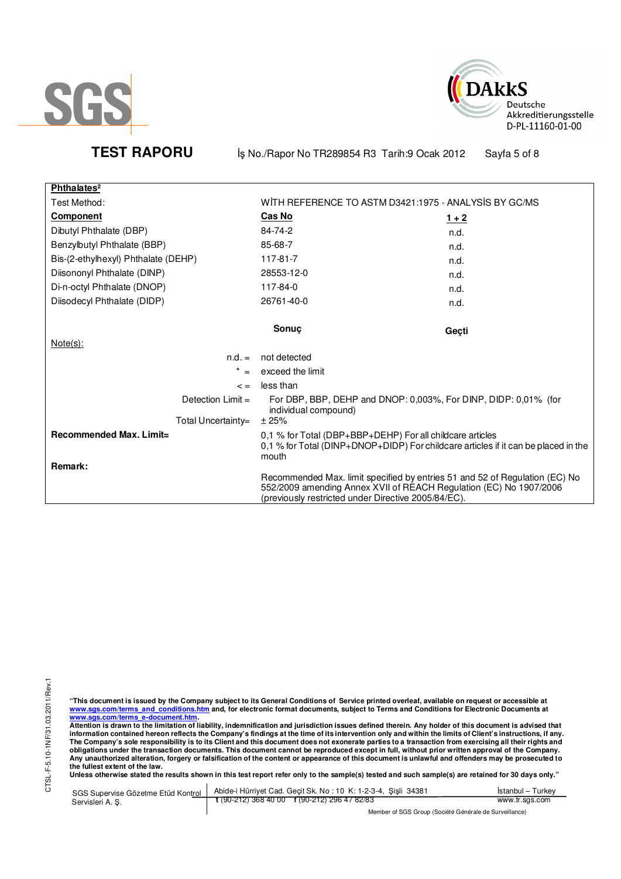**TEST RAPORU** İş No./Rapor No TR289854 R3 Tarih:9 Ocak 2012

**Phthalates²**

Test Method: WİTH REFERENCE TO ASTM D3421:1975 - ANALYSİS BY GC/MS

| **Component** | **Cas No** | **1 + 2** |
|---|---|---|
| Dibutyl Phthalate (DBP) | 84-74-2 | n.d. |
| Benzylbutyl Phthalate (BBP) | 85-68-7 | n.d. |
| Bis-(2-ethylhexyl) Phthalate (DEHP) | 117-81-7 | n.d. |
| Diisononyl Phthalate (DINP) | 28553-12-0 | n.d. |
| Di-n-octyl Phthalate (DNOP) | 117-84-0 | n.d. |
| Diisodecyl Phthalate (DIDP) | 26761-40-0 | n.d. |
| | **Sonuç** | **Geçti** |

Note(s):

n.d. = not detected

* = exceed the limit

< = less than

Detection Limit = For DBP, BBP, DEHP and DNOP: 0,003%, For DINP, DIDP: 0,01% (for individual compound)

Total Uncertainty= ± 25%

**Recommended Max. Limit=** 0,1 % for Total (DBP+BBP+DEHP) For all childcare articles
0,1 % for Total (DINP+DNOP+DIDP) For childcare articles if it can be placed in the mouth

**Remark:**

Recommended Max. limit specified by entries 51 and 52 of Regulation (EC) No 552/2009 amending Annex XVII of REACH Regulation (EC) No 1907/2006 (previously restricted under Directive 2005/84/EC).

**"This document is issued by the Company subject to its General Conditions of Service printed overleaf, available on request or accessible at www.sgs.com/terms_and_conditions.htm and, for electronic format documents, subject to Terms and Conditions for Electronic Documents at www.sgs.com/terms_e-document.htm.
Attention is drawn to the limitation of liability, indemnification and jurisdiction issues defined therein. Any holder of this document is advised that information contained hereon reflects the Company's findings at the time of its intervention only and within the limits of Client's instructions, if any. The Company's sole responsibility is to its Client and this document does not exonerate parties to a transaction from exercising all their rights and obligations under the transaction documents. This document cannot be reproduced except in full, without prior written approval of the Company. Any unauthorized alteration, forgery or falsification of the content or appearance of this document is unlawful and offenders may be prosecuted to the fullest extent of the law.
Unless otherwise stated the results shown in this test report refer only to the sample(s) tested and such sample(s) are retained for 30 days only."**

SGS Supervise Gözetme Etüd Kontrol Servisleri A. Ş. | Abide-i Hürriyet Cad. Geçit Sk. No : 10 K: 1-2-3-4, Şişli 34381 | t (90-212) 368 40 00 f (90-212) 296 47 82/83 | İstanbul – Turkey | www.tr.sgs.com

Member of SGS Group (Société Générale de Surveillance)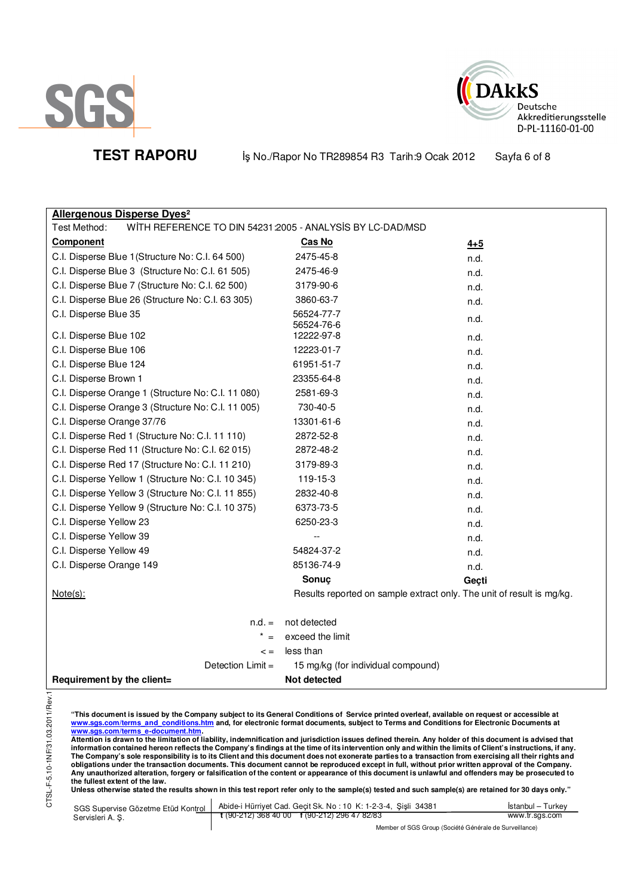**TEST RAPORU** İş No./Rapor No TR289854 R3 Tarih:9 Ocak 2012

**Allergenous Disperse Dyes[2]**

Test Method: WİTH REFERENCE TO DIN 54231:2005 - ANALYSİS BY LC-DAD/MSD

| Component | Cas No | 4+5 |
|---|---|---|
| C.I. Disperse Blue 1(Structure No: C.I. 64 500) | 2475-45-8 | n.d. |
| C.I. Disperse Blue 3 (Structure No: C.I. 61 505) | 2475-46-9 | n.d. |
| C.I. Disperse Blue 7 (Structure No: C.I. 62 500) | 3179-90-6 | n.d. |
| C.I. Disperse Blue 26 (Structure No: C.I. 63 305) | 3860-63-7 | n.d. |
| C.I. Disperse Blue 35 | 56524-77-7 56524-76-6 | n.d. |
| C.I. Disperse Blue 102 | 12222-97-8 | n.d. |
| C.I. Disperse Blue 106 | 12223-01-7 | n.d. |
| C.I. Disperse Blue 124 | 61951-51-7 | n.d. |
| C.I. Disperse Brown 1 | 23355-64-8 | n.d. |
| C.I. Disperse Orange 1 (Structure No: C.I. 11 080) | 2581-69-3 | n.d. |
| C.I. Disperse Orange 3 (Structure No: C.I. 11 005) | 730-40-5 | n.d. |
| C.I. Disperse Orange 37/76 | 13301-61-6 | n.d. |
| C.I. Disperse Red 1 (Structure No: C.I. 11 110) | 2872-52-8 | n.d. |
| C.I. Disperse Red 11 (Structure No: C.I. 62 015) | 2872-48-2 | n.d. |
| C.I. Disperse Red 17 (Structure No: C.I. 11 210) | 3179-89-3 | n.d. |
| C.I. Disperse Yellow 1 (Structure No: C.I. 10 345) | 119-15-3 | n.d. |
| C.I. Disperse Yellow 3 (Structure No: C.I. 11 855) | 2832-40-8 | n.d. |
| C.I. Disperse Yellow 9 (Structure No: C.I. 10 375) | 6373-73-5 | n.d. |
| C.I. Disperse Yellow 23 | 6250-23-3 | n.d. |
| C.I. Disperse Yellow 39 | -- | n.d. |
| C.I. Disperse Yellow 49 | 54824-37-2 | n.d. |
| C.I. Disperse Orange 149 | 85136-74-9 | n.d. |
| | **Sonuç** | **Geçti** |

Note(s): Results reported on sample extract only. The unit of result is mg/kg.

n.d. = not detected

* = exceed the limit

< = less than

Detection Limit = 15 mg/kg (for individual compound)

**Requirement by the client=** **Not detected**

**"This document is issued by the Company subject to its General Conditions of Service printed overleaf, available on request or accessible at www.sgs.com/terms_and_conditions.htm and, for electronic format documents, subject to Terms and Conditions for Electronic Documents at www.sgs.com/terms_e-document.htm.**
**Attention is drawn to the limitation of liability, indemnification and jurisdiction issues defined therein. Any holder of this document is advised that information contained hereon reflects the Company's findings at the time of its intervention only and within the limits of Client's instructions, if any. The Company's sole responsibility is to its Client and this document does not exonerate parties to a transaction from exercising all their rights and obligations under the transaction documents. This document cannot be reproduced except in full, without prior written approval of the Company. Any unauthorized alteration, forgery or falsification of the content or appearance of this document is unlawful and offenders may be prosecuted to the fullest extent of the law.**
**Unless otherwise stated the results shown in this test report refer only to the sample(s) tested and such sample(s) are retained for 30 days only."**

SGS Supervise Gözetme Etüd Kontrol Servisleri A. Ş. | Abide-i Hürriyet Cad. Geçit Sk. No : 10 K: 1-2-3-4, Şişli 34381 | İstanbul – Turkey
t (90-212) 368 40 00 f (90-212) 296 47 82/83 | www.tr.sgs.com

Member of SGS Group (Société Générale de Surveillance)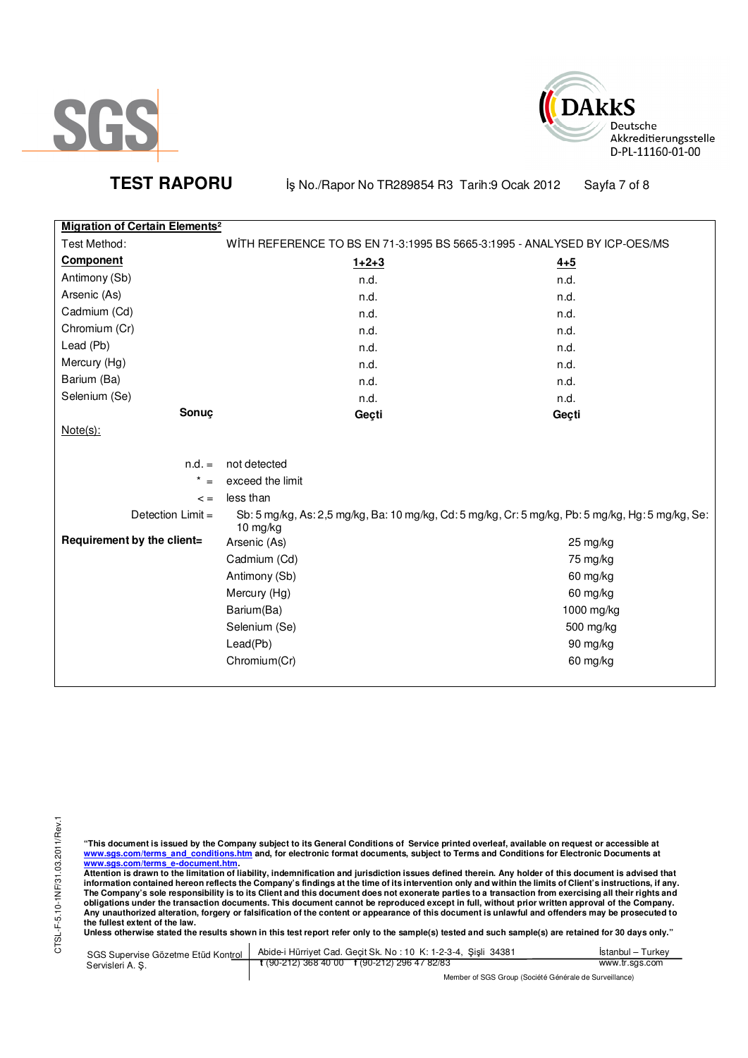# TEST RAPORU

İş No./Rapor No TR289854 R3 Tarih:9 Ocak 2012

**Migration of Certain Elements²**

Test Method: WİTH REFERENCE TO BS EN 71-3:1995 BS 5665-3:1995 - ANALYSED BY ICP-OES/MS

| Component | 1+2+3 | 4+5 |
|---|---|---|
| Antimony (Sb) | n.d. | n.d. |
| Arsenic (As) | n.d. | n.d. |
| Cadmium (Cd) | n.d. | n.d. |
| Chromium (Cr) | n.d. | n.d. |
| Lead (Pb) | n.d. | n.d. |
| Mercury (Hg) | n.d. | n.d. |
| Barium (Ba) | n.d. | n.d. |
| Selenium (Se) | n.d. | n.d. |
| **Sonuç** | **Geçti** | **Geçti** |

Note(s):

n.d. = not detected

* = exceed the limit

< = less than

Detection Limit = Sb: 5 mg/kg, As: 2,5 mg/kg, Ba: 10 mg/kg, Cd: 5 mg/kg, Cr: 5 mg/kg, Pb: 5 mg/kg, Hg: 5 mg/kg, Se: 10 mg/kg

**Requirement by the client=**

| Element | Limit |
|---|---|
| Arsenic (As) | 25 mg/kg |
| Cadmium (Cd) | 75 mg/kg |
| Antimony (Sb) | 60 mg/kg |
| Mercury (Hg) | 60 mg/kg |
| Barium(Ba) | 1000 mg/kg |
| Selenium (Se) | 500 mg/kg |
| Lead(Pb) | 90 mg/kg |
| Chromium(Cr) | 60 mg/kg |

**"This document is issued by the Company subject to its General Conditions of Service printed overleaf, available on request or accessible at www.sgs.com/terms_and_conditions.htm and, for electronic format documents, subject to Terms and Conditions for Electronic Documents at www.sgs.com/terms_e-document.htm.**
**Attention is drawn to the limitation of liability, indemnification and jurisdiction issues defined therein. Any holder of this document is advised that information contained hereon reflects the Company's findings at the time of its intervention only and within the limits of Client's instructions, if any. The Company's sole responsibility is to its Client and this document does not exonerate parties to a transaction from exercising all their rights and obligations under the transaction documents. This document cannot be reproduced except in full, without prior written approval of the Company. Any unauthorized alteration, forgery or falsification of the content or appearance of this document is unlawful and offenders may be prosecuted to the fullest extent of the law.**
**Unless otherwise stated the results shown in this test report refer only to the sample(s) tested and such sample(s) are retained for 30 days only."**

SGS Supervise Gözetme Etüd Kontrol Servisleri A. Ş. | Abide-i Hürriyet Cad. Geçit Sk. No : 10 K: 1-2-3-4, Şişli 34381 İstanbul – Turkey | t (90-212) 368 40 00 f (90-212) 296 47 82/83 | www.tr.sgs.com

Member of SGS Group (Société Générale de Surveillance)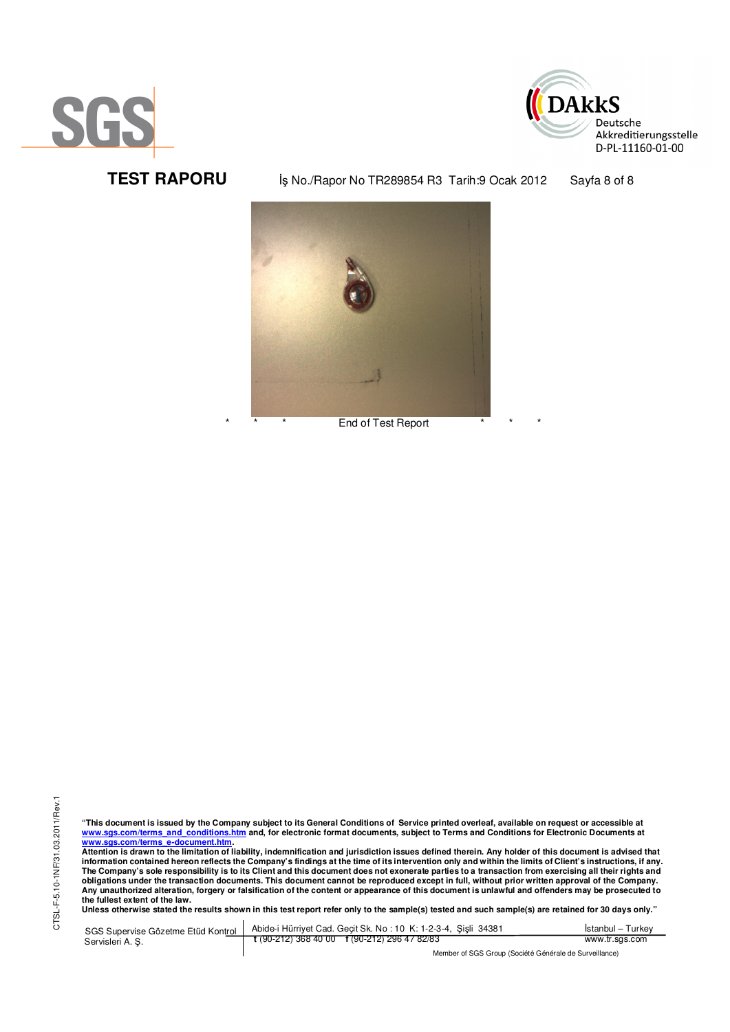*   *   *   End of Test Report   *   *   *

"This document is issued by the Company subject to its General Conditions of Service printed overleaf, available on request or accessible at www.sgs.com/terms_and_conditions.htm and, for electronic format documents, subject to Terms and Conditions for Electronic Documents at www.sgs.com/terms_e-document.htm.
Attention is drawn to the limitation of liability, indemnification and jurisdiction issues defined therein. Any holder of this document is advised that information contained hereon reflects the Company's findings at the time of its intervention only and within the limits of Client's instructions, if any. The Company's sole responsibility is to its Client and this document does not exonerate parties to a transaction from exercising all their rights and obligations under the transaction documents. This document cannot be reproduced except in full, without prior written approval of the Company. Any unauthorized alteration, forgery or falsification of the content or appearance of this document is unlawful and offenders may be prosecuted to the fullest extent of the law.
Unless otherwise stated the results shown in this test report refer only to the sample(s) tested and such sample(s) are retained for 30 days only."

SGS Supervise Gözetme Etüd Kontrol Servisleri A. Ş. | Abide-i Hürriyet Cad. Geçit Sk. No : 10 K: 1-2-3-4, Şişli 34381 | t (90-212) 368 40 00 f (90-212) 296 47 82/83 | İstanbul – Turkey | www.tr.sgs.com

Member of SGS Group (Société Générale de Surveillance)